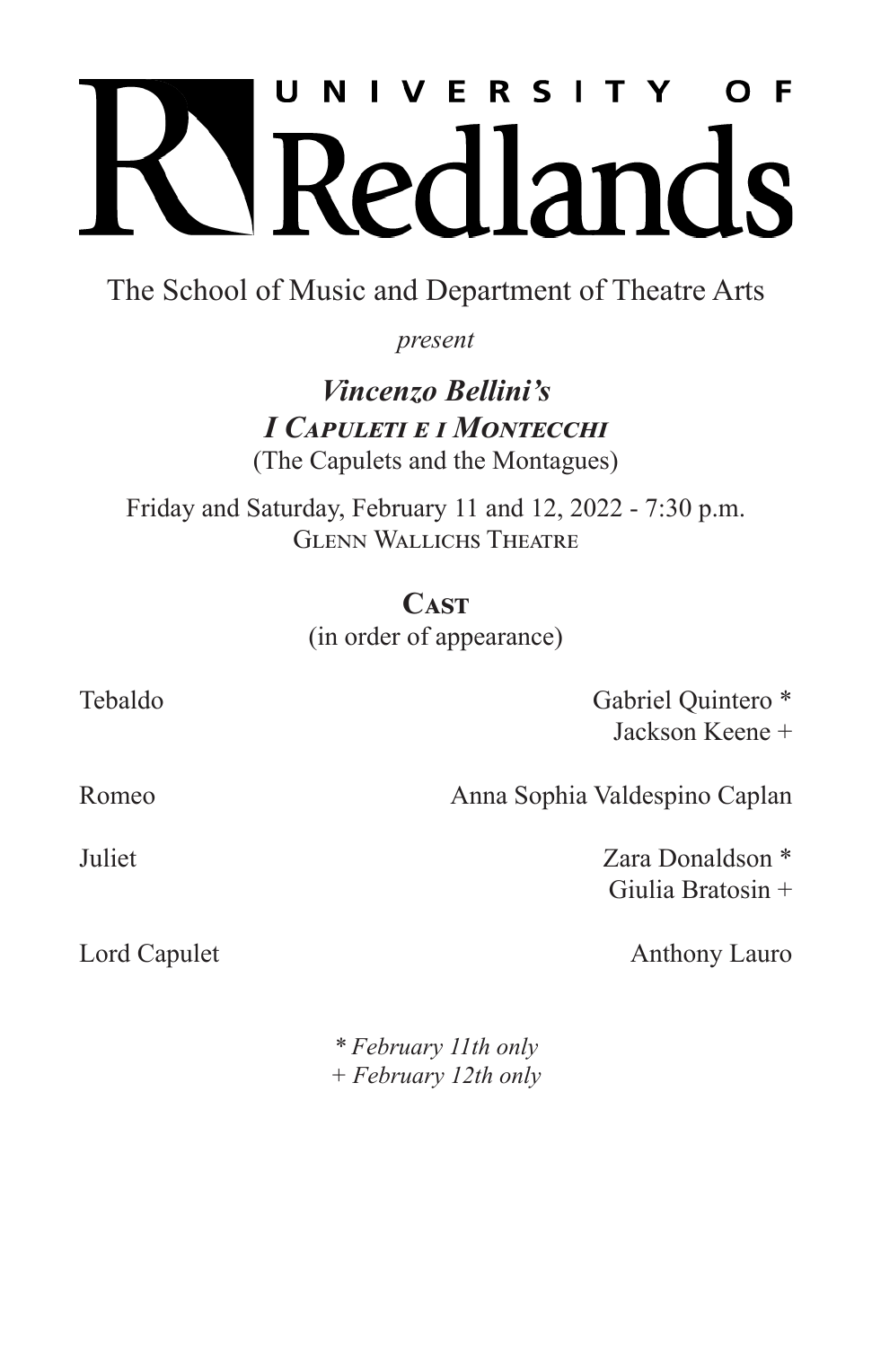# UNIVERSITY OF Redlands

The School of Music and Department of Theatre Arts

*present*

## *Vincenzo Bellini's*
## *I Capuleti e i Montecchi*

(The Capulets and the Montagues)

Friday and Saturday, February 11 and 12, 2022 - 7:30 p.m.
Glenn Wallichs Theatre

### Cast

(in order of appearance)

| | |
|---|---|
| Tebaldo | Gabriel Quintero *<br>Jackson Keene + |
| Romeo | Anna Sophia Valdespino Caplan |
| Juliet | Zara Donaldson *<br>Giulia Bratosin + |
| Lord Capulet | Anthony Lauro |

*\* February 11th only*
*+ February 12th only*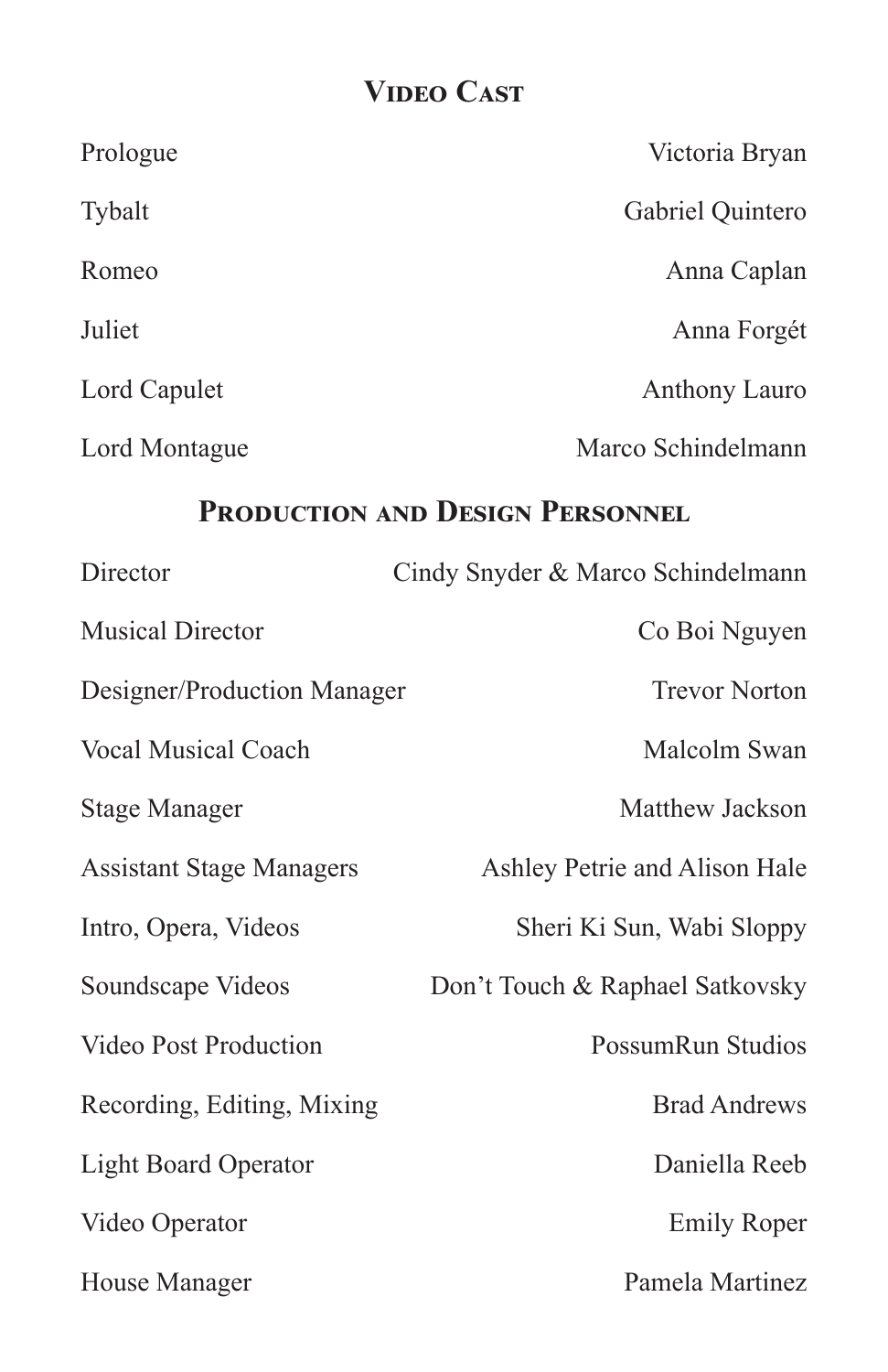## Video Cast

| | |
|---|---|
| Prologue | Victoria Bryan |
| Tybalt | Gabriel Quintero |
| Romeo | Anna Caplan |
| Juliet | Anna Forgét |
| Lord Capulet | Anthony Lauro |
| Lord Montague | Marco Schindelmann |

## Production and Design Personnel

| | |
|---|---|
| Director | Cindy Snyder & Marco Schindelmann |
| Musical Director | Co Boi Nguyen |
| Designer/Production Manager | Trevor Norton |
| Vocal Musical Coach | Malcolm Swan |
| Stage Manager | Matthew Jackson |
| Assistant Stage Managers | Ashley Petrie and Alison Hale |
| Intro, Opera, Videos | Sheri Ki Sun, Wabi Sloppy |
| Soundscape Videos | Don't Touch & Raphael Satkovsky |
| Video Post Production | PossumRun Studios |
| Recording, Editing, Mixing | Brad Andrews |
| Light Board Operator | Daniella Reeb |
| Video Operator | Emily Roper |
| House Manager | Pamela Martinez |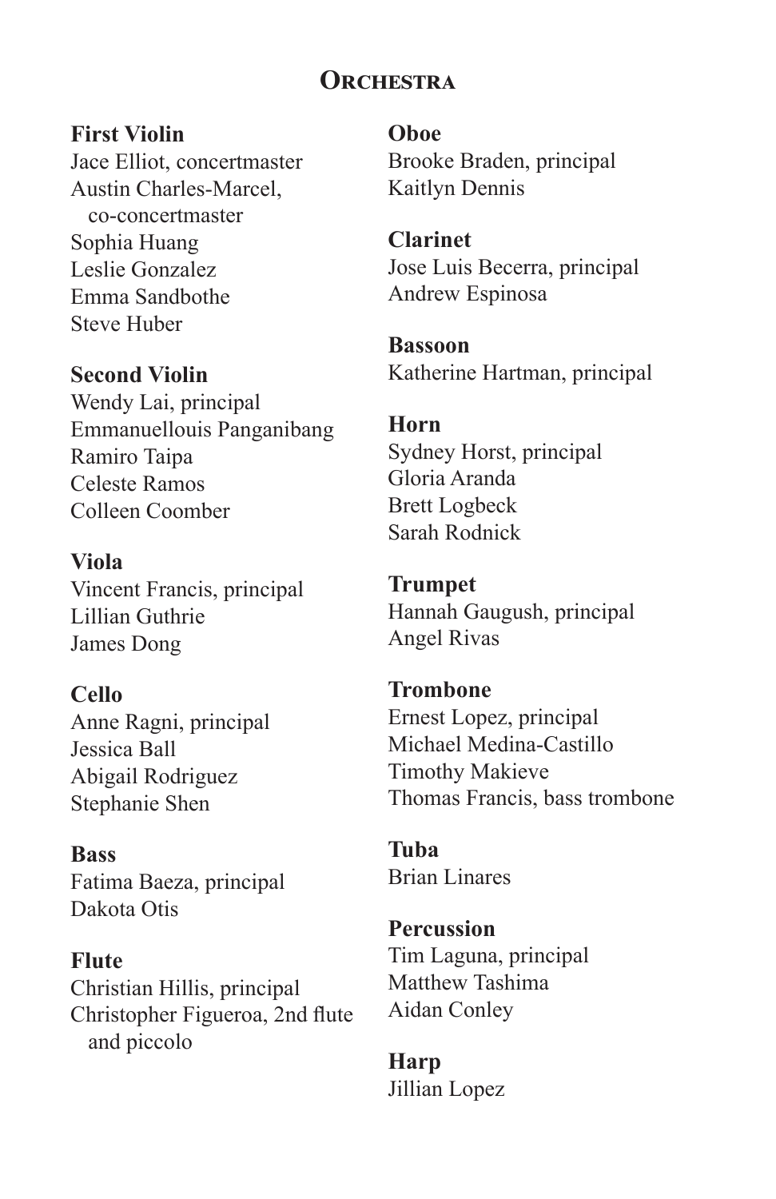# Orchestra

**First Violin**
Jace Elliot, concertmaster
Austin Charles-Marcel, co-concertmaster
Sophia Huang
Leslie Gonzalez
Emma Sandbothe
Steve Huber

**Second Violin**
Wendy Lai, principal
Emmanuellouis Panganibang
Ramiro Taipa
Celeste Ramos
Colleen Coomber

**Viola**
Vincent Francis, principal
Lillian Guthrie
James Dong

**Cello**
Anne Ragni, principal
Jessica Ball
Abigail Rodriguez
Stephanie Shen

**Bass**
Fatima Baeza, principal
Dakota Otis

**Flute**
Christian Hillis, principal
Christopher Figueroa, 2nd flute and piccolo

**Oboe**
Brooke Braden, principal
Kaitlyn Dennis

**Clarinet**
Jose Luis Becerra, principal
Andrew Espinosa

**Bassoon**
Katherine Hartman, principal

**Horn**
Sydney Horst, principal
Gloria Aranda
Brett Logbeck
Sarah Rodnick

**Trumpet**
Hannah Gaugush, principal
Angel Rivas

**Trombone**
Ernest Lopez, principal
Michael Medina-Castillo
Timothy Makieve
Thomas Francis, bass trombone

**Tuba**
Brian Linares

**Percussion**
Tim Laguna, principal
Matthew Tashima
Aidan Conley

**Harp**
Jillian Lopez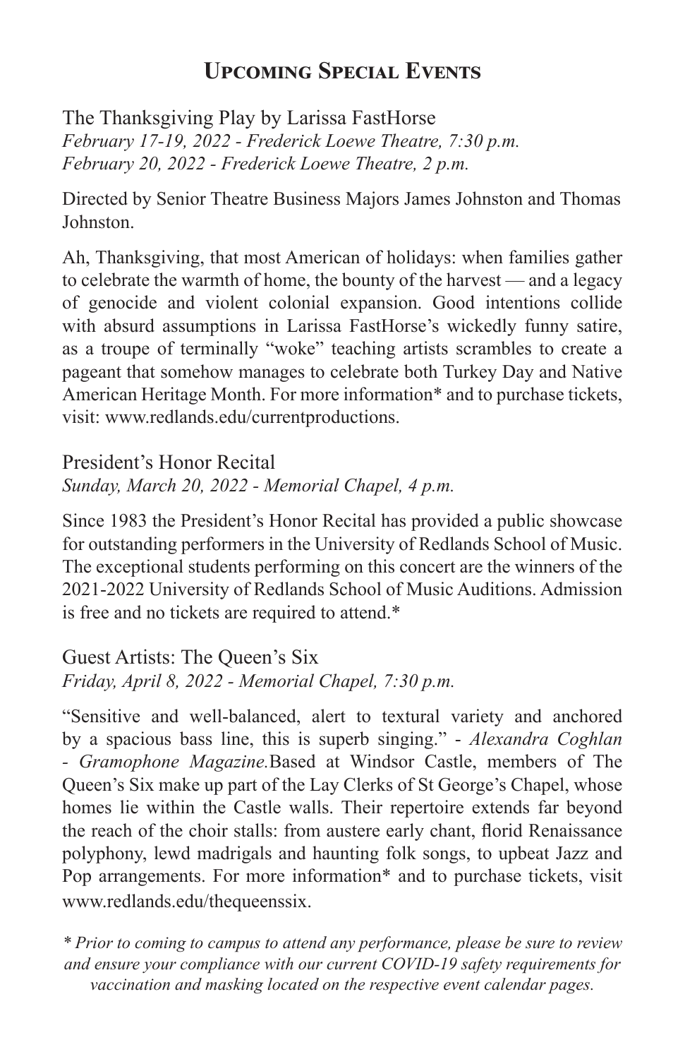## Upcoming Special Events

The Thanksgiving Play by Larissa FastHorse
*February 17-19, 2022 - Frederick Loewe Theatre, 7:30 p.m.*
*February 20, 2022 - Frederick Loewe Theatre, 2 p.m.*

Directed by Senior Theatre Business Majors James Johnston and Thomas Johnston.

Ah, Thanksgiving, that most American of holidays: when families gather to celebrate the warmth of home, the bounty of the harvest — and a legacy of genocide and violent colonial expansion. Good intentions collide with absurd assumptions in Larissa FastHorse's wickedly funny satire, as a troupe of terminally "woke" teaching artists scrambles to create a pageant that somehow manages to celebrate both Turkey Day and Native American Heritage Month. For more information* and to purchase tickets, visit: www.redlands.edu/currentproductions.

President's Honor Recital
*Sunday, March 20, 2022 - Memorial Chapel, 4 p.m.*

Since 1983 the President's Honor Recital has provided a public showcase for outstanding performers in the University of Redlands School of Music. The exceptional students performing on this concert are the winners of the 2021-2022 University of Redlands School of Music Auditions. Admission is free and no tickets are required to attend.*

Guest Artists: The Queen's Six
*Friday, April 8, 2022 - Memorial Chapel, 7:30 p.m.*

"Sensitive and well-balanced, alert to textural variety and anchored by a spacious bass line, this is superb singing." - *Alexandra Coghlan - Gramophone Magazine.* Based at Windsor Castle, members of The Queen's Six make up part of the Lay Clerks of St George's Chapel, whose homes lie within the Castle walls. Their repertoire extends far beyond the reach of the choir stalls: from austere early chant, florid Renaissance polyphony, lewd madrigals and haunting folk songs, to upbeat Jazz and Pop arrangements. For more information* and to purchase tickets, visit www.redlands.edu/thequeenssix.

*\* Prior to coming to campus to attend any performance, please be sure to review and ensure your compliance with our current COVID-19 safety requirements for vaccination and masking located on the respective event calendar pages.*